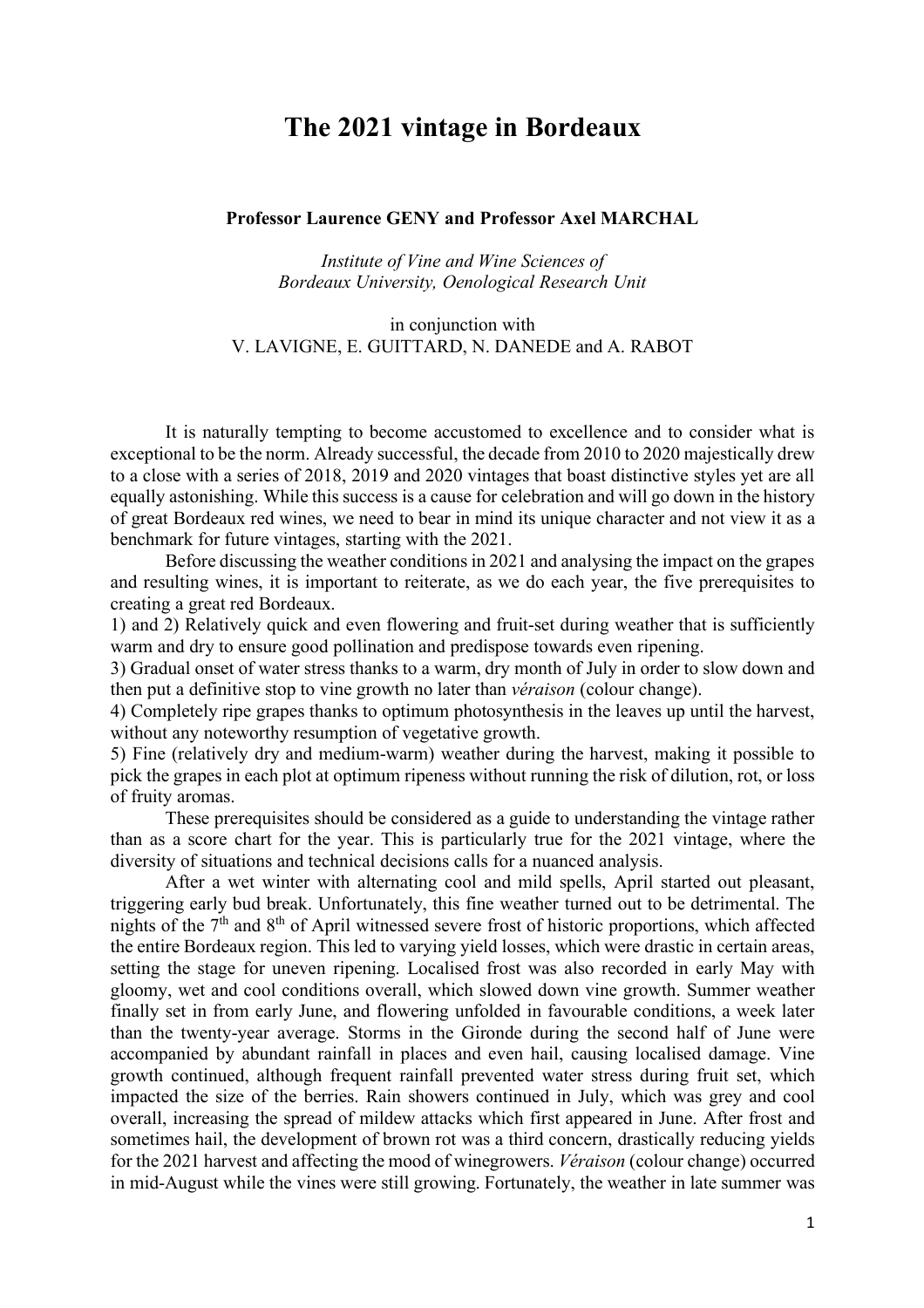# The 2021 vintage in Bordeaux

**Professor Laurence GENY and Professor Axel MARCHAL**

*Institute of Vine and Wine Sciences of Bordeaux University, Oenological Research Unit*

in conjunction with
V. LAVIGNE, E. GUITTARD, N. DANEDE and A. RABOT

It is naturally tempting to become accustomed to excellence and to consider what is exceptional to be the norm. Already successful, the decade from 2010 to 2020 majestically drew to a close with a series of 2018, 2019 and 2020 vintages that boast distinctive styles yet are all equally astonishing. While this success is a cause for celebration and will go down in the history of great Bordeaux red wines, we need to bear in mind its unique character and not view it as a benchmark for future vintages, starting with the 2021.

Before discussing the weather conditions in 2021 and analysing the impact on the grapes and resulting wines, it is important to reiterate, as we do each year, the five prerequisites to creating a great red Bordeaux.

1) and 2) Relatively quick and even flowering and fruit-set during weather that is sufficiently warm and dry to ensure good pollination and predispose towards even ripening.

3) Gradual onset of water stress thanks to a warm, dry month of July in order to slow down and then put a definitive stop to vine growth no later than *véraison* (colour change).

4) Completely ripe grapes thanks to optimum photosynthesis in the leaves up until the harvest, without any noteworthy resumption of vegetative growth.

5) Fine (relatively dry and medium-warm) weather during the harvest, making it possible to pick the grapes in each plot at optimum ripeness without running the risk of dilution, rot, or loss of fruity aromas.

These prerequisites should be considered as a guide to understanding the vintage rather than as a score chart for the year. This is particularly true for the 2021 vintage, where the diversity of situations and technical decisions calls for a nuanced analysis.

After a wet winter with alternating cool and mild spells, April started out pleasant, triggering early bud break. Unfortunately, this fine weather turned out to be detrimental. The nights of the 7th and 8th of April witnessed severe frost of historic proportions, which affected the entire Bordeaux region. This led to varying yield losses, which were drastic in certain areas, setting the stage for uneven ripening. Localised frost was also recorded in early May with gloomy, wet and cool conditions overall, which slowed down vine growth. Summer weather finally set in from early June, and flowering unfolded in favourable conditions, a week later than the twenty-year average. Storms in the Gironde during the second half of June were accompanied by abundant rainfall in places and even hail, causing localised damage. Vine growth continued, although frequent rainfall prevented water stress during fruit set, which impacted the size of the berries. Rain showers continued in July, which was grey and cool overall, increasing the spread of mildew attacks which first appeared in June. After frost and sometimes hail, the development of brown rot was a third concern, drastically reducing yields for the 2021 harvest and affecting the mood of winegrowers. *Véraison* (colour change) occurred in mid-August while the vines were still growing. Fortunately, the weather in late summer was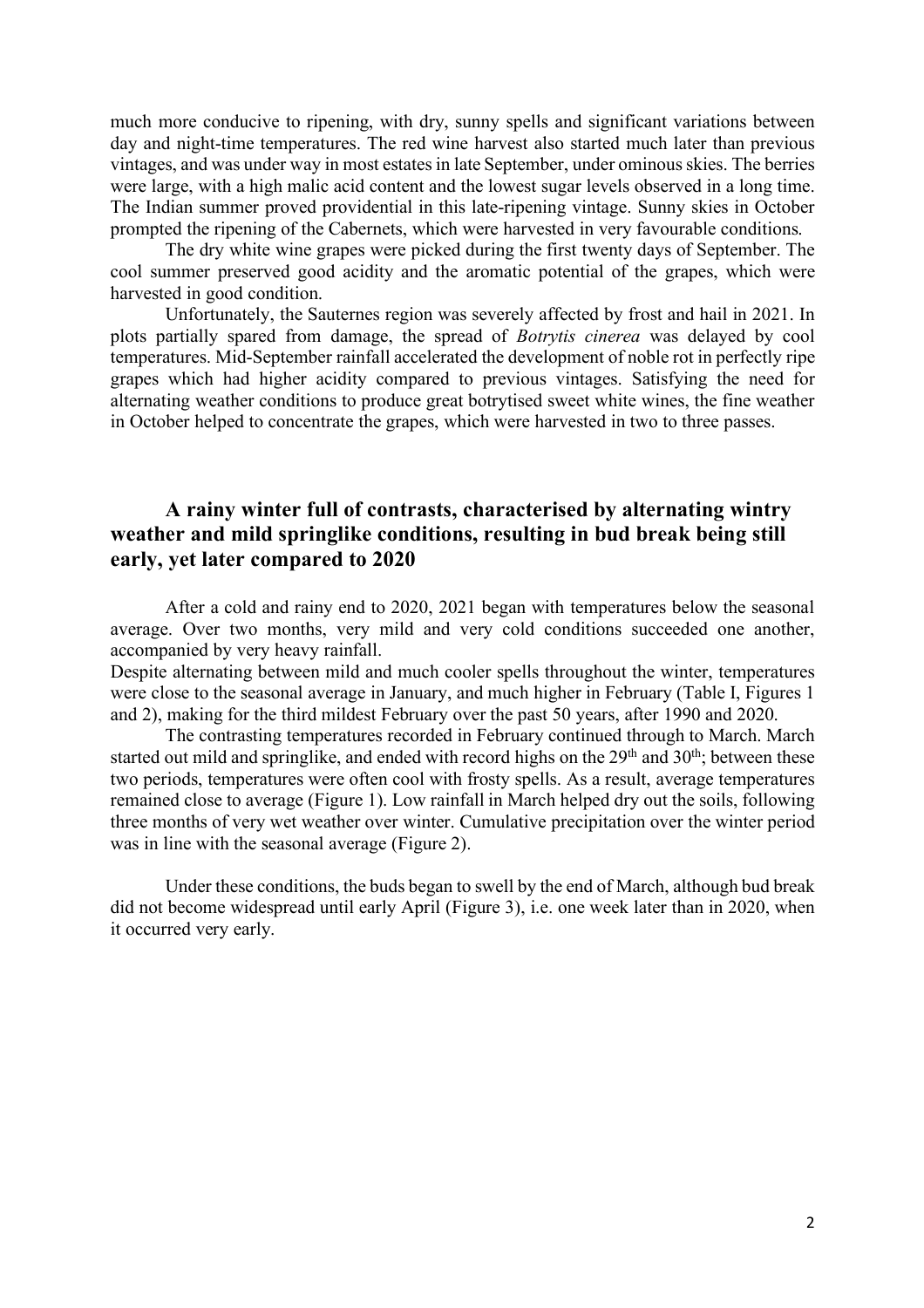much more conducive to ripening, with dry, sunny spells and significant variations between day and night-time temperatures. The red wine harvest also started much later than previous vintages, and was under way in most estates in late September, under ominous skies. The berries were large, with a high malic acid content and the lowest sugar levels observed in a long time. The Indian summer proved providential in this late-ripening vintage. Sunny skies in October prompted the ripening of the Cabernets, which were harvested in very favourable conditions.

The dry white wine grapes were picked during the first twenty days of September. The cool summer preserved good acidity and the aromatic potential of the grapes, which were harvested in good condition.

Unfortunately, the Sauternes region was severely affected by frost and hail in 2021. In plots partially spared from damage, the spread of *Botrytis cinerea* was delayed by cool temperatures. Mid-September rainfall accelerated the development of noble rot in perfectly ripe grapes which had higher acidity compared to previous vintages. Satisfying the need for alternating weather conditions to produce great botrytised sweet white wines, the fine weather in October helped to concentrate the grapes, which were harvested in two to three passes.

## A rainy winter full of contrasts, characterised by alternating wintry weather and mild springlike conditions, resulting in bud break being still early, yet later compared to 2020

After a cold and rainy end to 2020, 2021 began with temperatures below the seasonal average. Over two months, very mild and very cold conditions succeeded one another, accompanied by very heavy rainfall.

Despite alternating between mild and much cooler spells throughout the winter, temperatures were close to the seasonal average in January, and much higher in February (Table I, Figures 1 and 2), making for the third mildest February over the past 50 years, after 1990 and 2020.

The contrasting temperatures recorded in February continued through to March. March started out mild and springlike, and ended with record highs on the 29th and 30th; between these two periods, temperatures were often cool with frosty spells. As a result, average temperatures remained close to average (Figure 1). Low rainfall in March helped dry out the soils, following three months of very wet weather over winter. Cumulative precipitation over the winter period was in line with the seasonal average (Figure 2).

Under these conditions, the buds began to swell by the end of March, although bud break did not become widespread until early April (Figure 3), i.e. one week later than in 2020, when it occurred very early.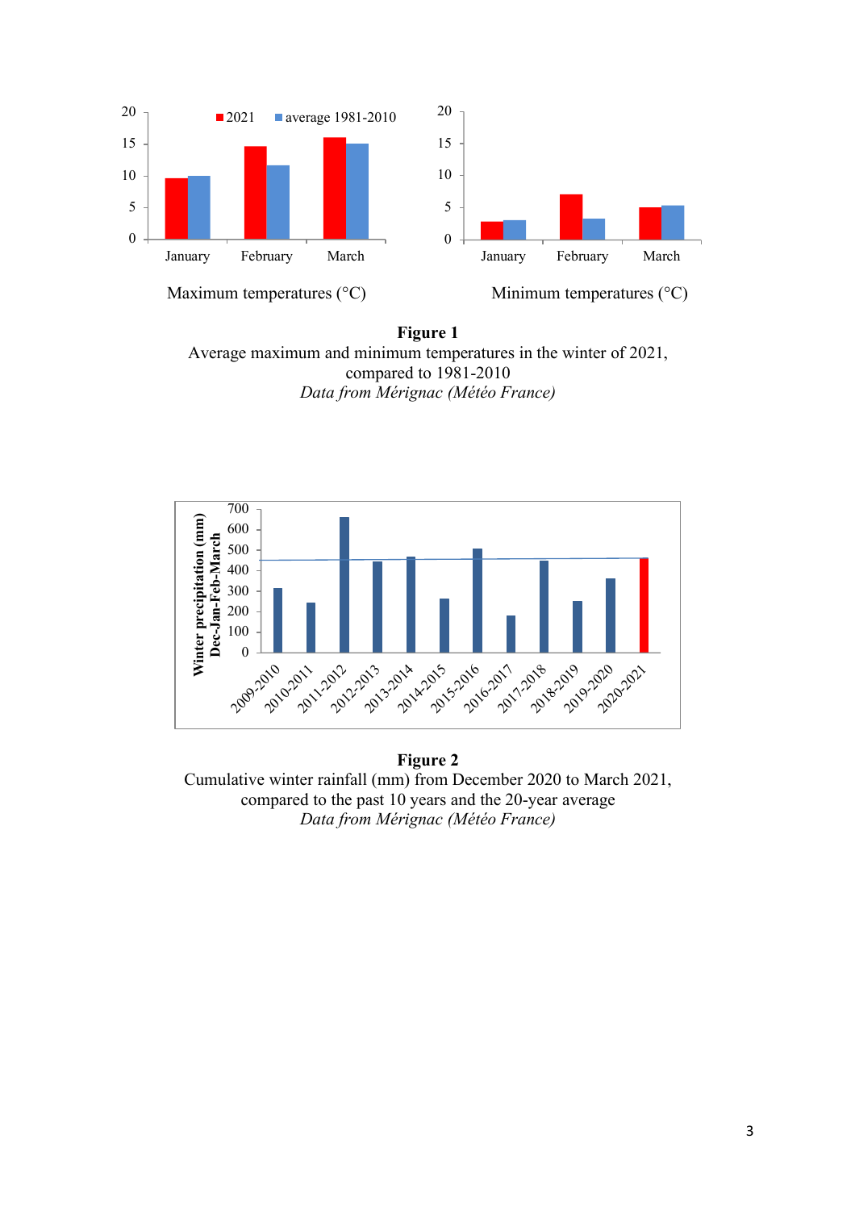**Figure 1**
Average maximum and minimum temperatures in the winter of 2021, compared to 1981-2010
*Data from Mérignac (Météo France)*

**Figure 2**
Cumulative winter rainfall (mm) from December 2020 to March 2021, compared to the past 10 years and the 20-year average
*Data from Mérignac (Météo France)*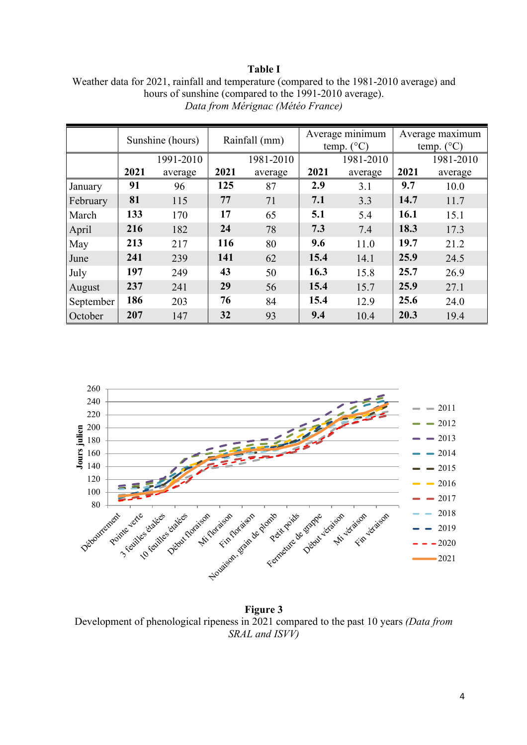**Table I**

Weather data for 2021, rainfall and temperature (compared to the 1981-2010 average) and hours of sunshine (compared to the 1991-2010 average).

*Data from Mérignac (Météo France)*

| | Sunshine (hours) | | Rainfall (mm) | | Average minimum temp. (°C) | | Average maximum temp. (°C) | |
|---|---|---|---|---|---|---|---|---|
| | **2021** | 1991-2010 average | **2021** | 1981-2010 average | **2021** | 1981-2010 average | **2021** | 1981-2010 average |
| January | **91** | 96 | **125** | 87 | **2.9** | 3.1 | **9.7** | 10.0 |
| February | **81** | 115 | **77** | 71 | **7.1** | 3.3 | **14.7** | 11.7 |
| March | **133** | 170 | **17** | 65 | **5.1** | 5.4 | **16.1** | 15.1 |
| April | **216** | 182 | **24** | 78 | **7.3** | 7.4 | **18.3** | 17.3 |
| May | **213** | 217 | **116** | 80 | **9.6** | 11.0 | **19.7** | 21.2 |
| June | **241** | 239 | **141** | 62 | **15.4** | 14.1 | **25.9** | 24.5 |
| July | **197** | 249 | **43** | 50 | **16.3** | 15.8 | **25.7** | 26.9 |
| August | **237** | 241 | **29** | 56 | **15.4** | 15.7 | **25.9** | 27.1 |
| September | **186** | 203 | **76** | 84 | **15.4** | 12.9 | **25.6** | 24.0 |
| October | **207** | 147 | **32** | 93 | **9.4** | 10.4 | **20.3** | 19.4 |

**Figure 3**

Development of phenological ripeness in 2021 compared to the past 10 years *(Data from SRAL and ISVV)*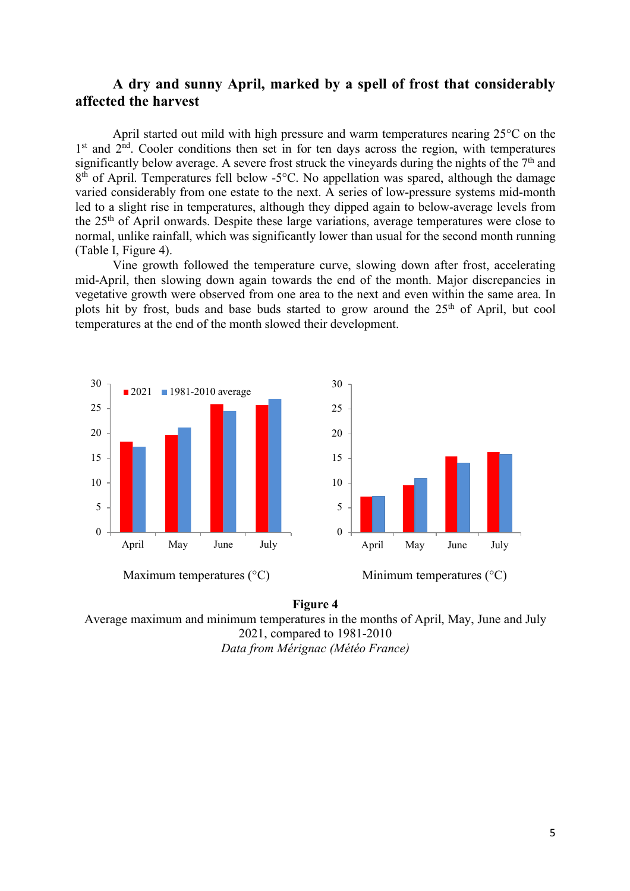### A dry and sunny April, marked by a spell of frost that considerably affected the harvest

April started out mild with high pressure and warm temperatures nearing 25°C on the 1st and 2nd. Cooler conditions then set in for ten days across the region, with temperatures significantly below average. A severe frost struck the vineyards during the nights of the 7th and 8th of April. Temperatures fell below -5°C. No appellation was spared, although the damage varied considerably from one estate to the next. A series of low-pressure systems mid-month led to a slight rise in temperatures, although they dipped again to below-average levels from the 25th of April onwards. Despite these large variations, average temperatures were close to normal, unlike rainfall, which was significantly lower than usual for the second month running (Table I, Figure 4).

Vine growth followed the temperature curve, slowing down after frost, accelerating mid-April, then slowing down again towards the end of the month. Major discrepancies in vegetative growth were observed from one area to the next and even within the same area. In plots hit by frost, buds and base buds started to grow around the 25th of April, but cool temperatures at the end of the month slowed their development.

Maximum temperatures (°C)

Minimum temperatures (°C)

**Figure 4**
Average maximum and minimum temperatures in the months of April, May, June and July 2021, compared to 1981-2010
*Data from Mérignac (Météo France)*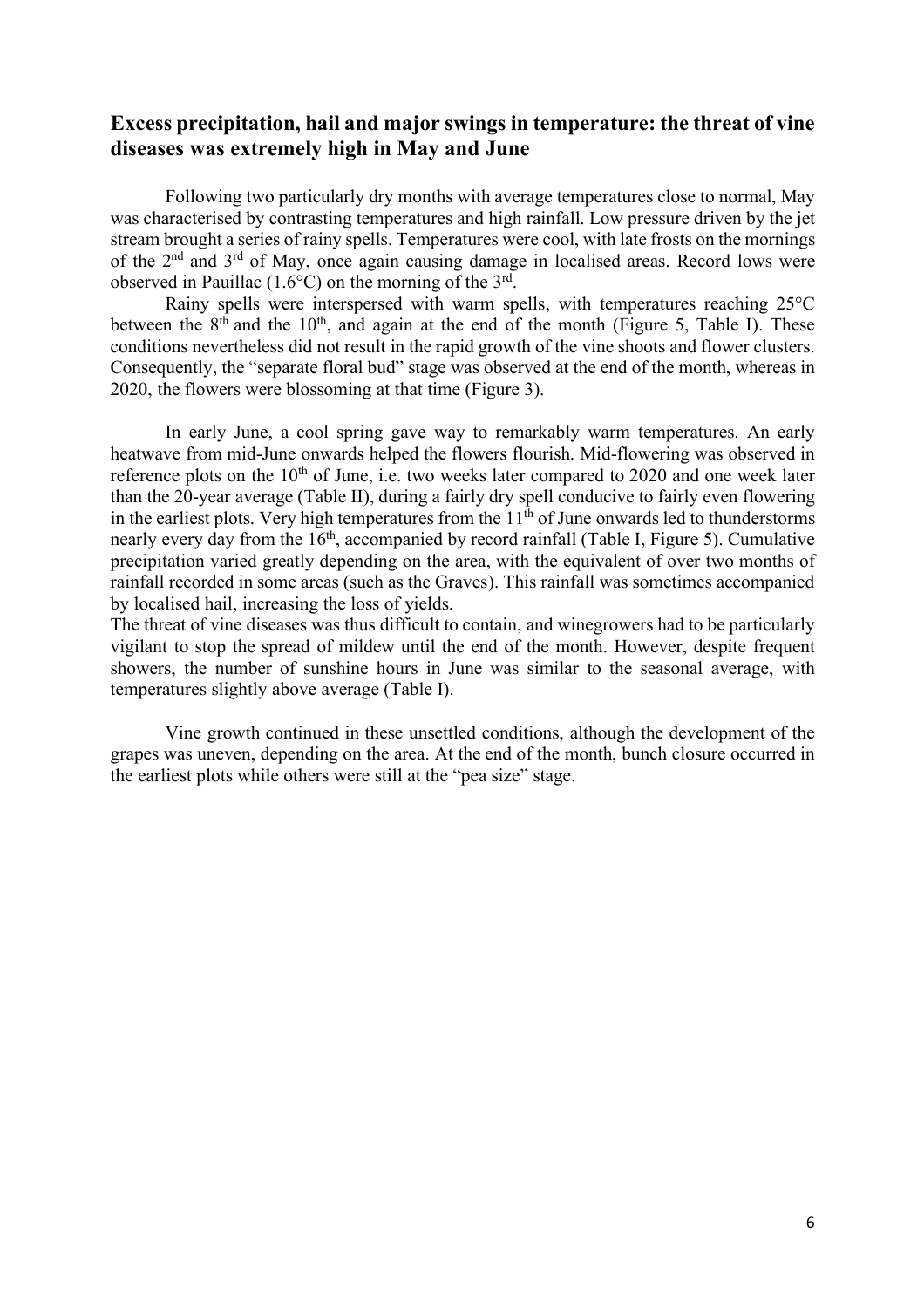## Excess precipitation, hail and major swings in temperature: the threat of vine diseases was extremely high in May and June

Following two particularly dry months with average temperatures close to normal, May was characterised by contrasting temperatures and high rainfall. Low pressure driven by the jet stream brought a series of rainy spells. Temperatures were cool, with late frosts on the mornings of the 2nd and 3rd of May, once again causing damage in localised areas. Record lows were observed in Pauillac (1.6°C) on the morning of the 3rd.

Rainy spells were interspersed with warm spells, with temperatures reaching 25°C between the 8th and the 10th, and again at the end of the month (Figure 5, Table I). These conditions nevertheless did not result in the rapid growth of the vine shoots and flower clusters. Consequently, the "separate floral bud" stage was observed at the end of the month, whereas in 2020, the flowers were blossoming at that time (Figure 3).

In early June, a cool spring gave way to remarkably warm temperatures. An early heatwave from mid-June onwards helped the flowers flourish. Mid-flowering was observed in reference plots on the 10th of June, i.e. two weeks later compared to 2020 and one week later than the 20-year average (Table II), during a fairly dry spell conducive to fairly even flowering in the earliest plots. Very high temperatures from the 11th of June onwards led to thunderstorms nearly every day from the 16th, accompanied by record rainfall (Table I, Figure 5). Cumulative precipitation varied greatly depending on the area, with the equivalent of over two months of rainfall recorded in some areas (such as the Graves). This rainfall was sometimes accompanied by localised hail, increasing the loss of yields.

The threat of vine diseases was thus difficult to contain, and winegrowers had to be particularly vigilant to stop the spread of mildew until the end of the month. However, despite frequent showers, the number of sunshine hours in June was similar to the seasonal average, with temperatures slightly above average (Table I).

Vine growth continued in these unsettled conditions, although the development of the grapes was uneven, depending on the area. At the end of the month, bunch closure occurred in the earliest plots while others were still at the "pea size" stage.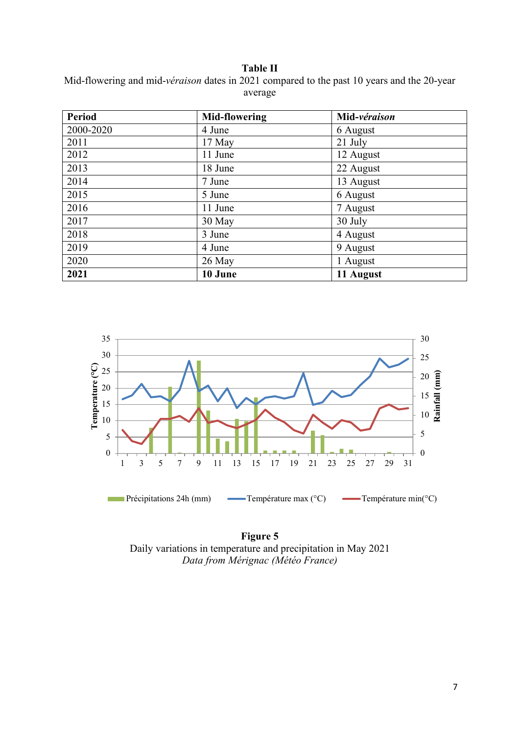**Table II**
Mid-flowering and mid-*véraison* dates in 2021 compared to the past 10 years and the 20-year average

| Period | Mid-flowering | Mid-*véraison* |
|---|---|---|
| 2000-2020 | 4 June | 6 August |
| 2011 | 17 May | 21 July |
| 2012 | 11 June | 12 August |
| 2013 | 18 June | 22 August |
| 2014 | 7 June | 13 August |
| 2015 | 5 June | 6 August |
| 2016 | 11 June | 7 August |
| 2017 | 30 May | 30 July |
| 2018 | 3 June | 4 August |
| 2019 | 4 June | 9 August |
| 2020 | 26 May | 1 August |
| **2021** | **10 June** | **11 August** |

**Figure 5**
Daily variations in temperature and precipitation in May 2021
*Data from Mérignac (Météo France)*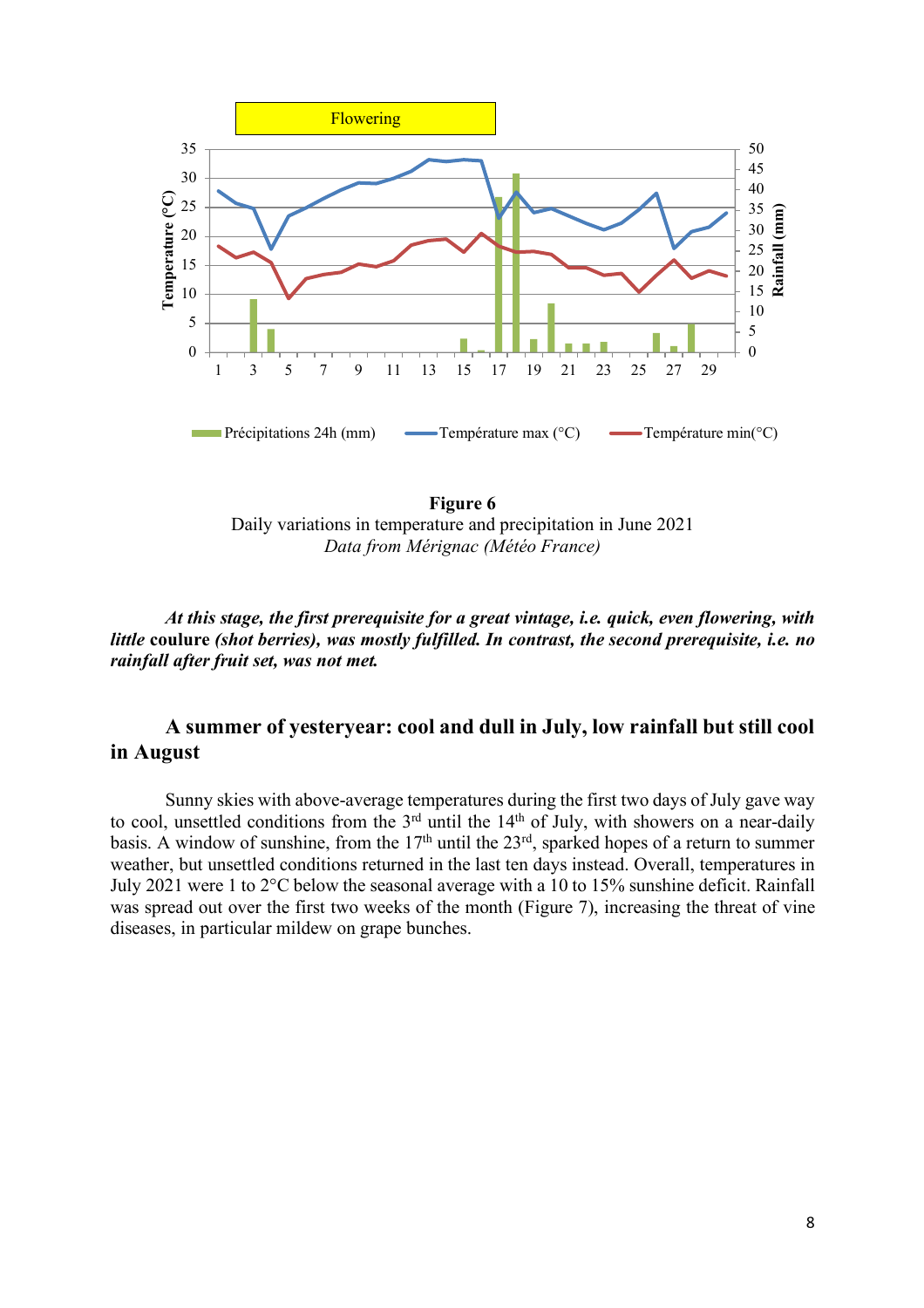**Figure 6**
Daily variations in temperature and precipitation in June 2021
*Data from Mérignac (Météo France)*

***At this stage, the first prerequisite for a great vintage, i.e. quick, even flowering, with little* coulure *(shot berries), was mostly fulfilled. In contrast, the second prerequisite, i.e. no rainfall after fruit set, was not met.***

## A summer of yesteryear: cool and dull in July, low rainfall but still cool in August

Sunny skies with above-average temperatures during the first two days of July gave way to cool, unsettled conditions from the 3rd until the 14th of July, with showers on a near-daily basis. A window of sunshine, from the 17th until the 23rd, sparked hopes of a return to summer weather, but unsettled conditions returned in the last ten days instead. Overall, temperatures in July 2021 were 1 to 2°C below the seasonal average with a 10 to 15% sunshine deficit. Rainfall was spread out over the first two weeks of the month (Figure 7), increasing the threat of vine diseases, in particular mildew on grape bunches.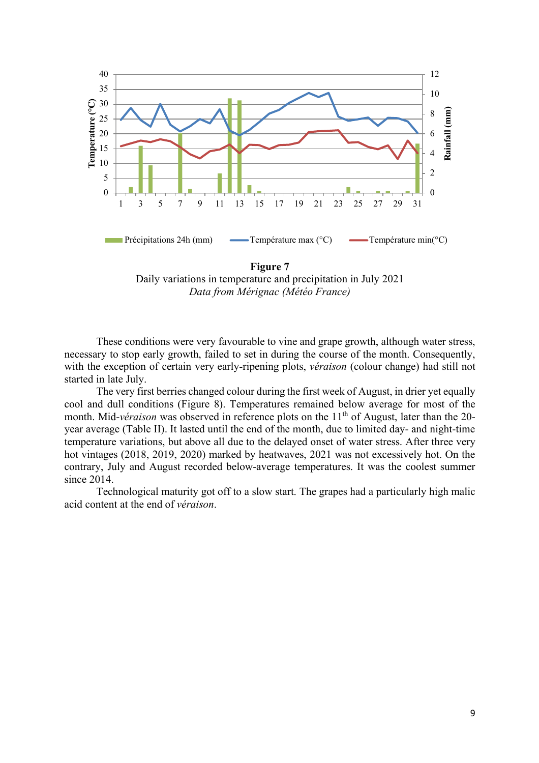**Figure 7**
Daily variations in temperature and precipitation in July 2021
*Data from Mérignac (Météo France)*

These conditions were very favourable to vine and grape growth, although water stress, necessary to stop early growth, failed to set in during the course of the month. Consequently, with the exception of certain very early-ripening plots, *véraison* (colour change) had still not started in late July.

The very first berries changed colour during the first week of August, in drier yet equally cool and dull conditions (Figure 8). Temperatures remained below average for most of the month. Mid-*véraison* was observed in reference plots on the 11th of August, later than the 20-year average (Table II). It lasted until the end of the month, due to limited day- and night-time temperature variations, but above all due to the delayed onset of water stress. After three very hot vintages (2018, 2019, 2020) marked by heatwaves, 2021 was not excessively hot. On the contrary, July and August recorded below-average temperatures. It was the coolest summer since 2014.

Technological maturity got off to a slow start. The grapes had a particularly high malic acid content at the end of *véraison*.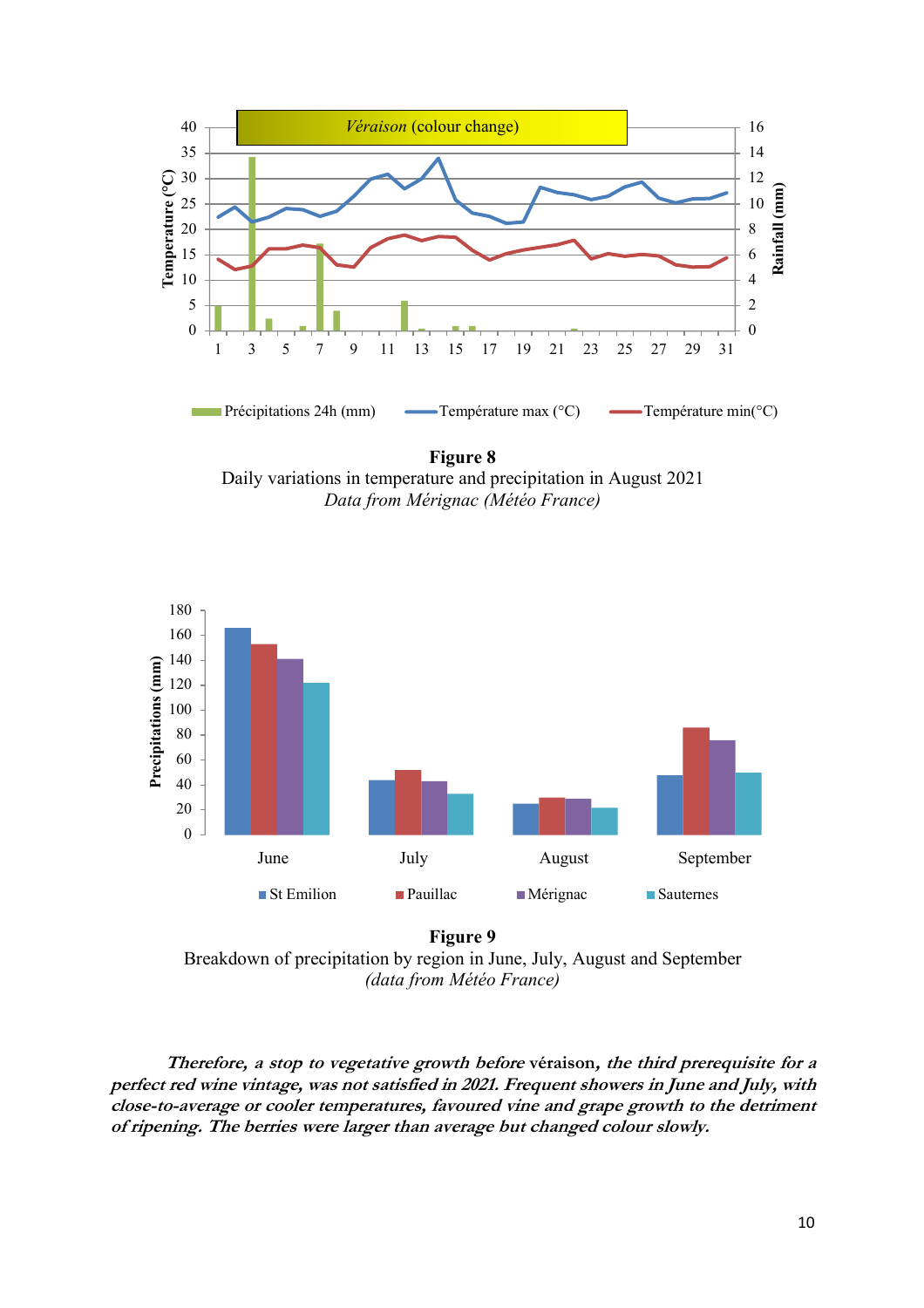**Figure 8**
Daily variations in temperature and precipitation in August 2021
*Data from Mérignac (Météo France)*

**Figure 9**
Breakdown of precipitation by region in June, July, August and September
*(data from Météo France)*

***Therefore, a stop to vegetative growth before* véraison*, the third prerequisite for a perfect red wine vintage, was not satisfied in 2021. Frequent showers in June and July, with close-to-average or cooler temperatures, favoured vine and grape growth to the detriment of ripening. The berries were larger than average but changed colour slowly.***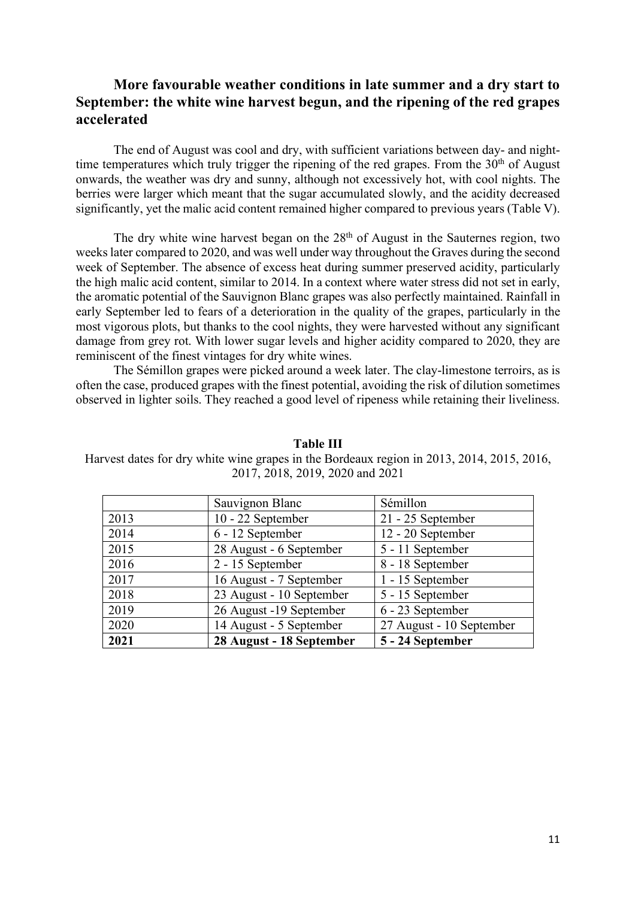## More favourable weather conditions in late summer and a dry start to September: the white wine harvest begun, and the ripening of the red grapes accelerated

The end of August was cool and dry, with sufficient variations between day- and night-time temperatures which truly trigger the ripening of the red grapes. From the 30th of August onwards, the weather was dry and sunny, although not excessively hot, with cool nights. The berries were larger which meant that the sugar accumulated slowly, and the acidity decreased significantly, yet the malic acid content remained higher compared to previous years (Table V).

The dry white wine harvest began on the 28th of August in the Sauternes region, two weeks later compared to 2020, and was well under way throughout the Graves during the second week of September. The absence of excess heat during summer preserved acidity, particularly the high malic acid content, similar to 2014. In a context where water stress did not set in early, the aromatic potential of the Sauvignon Blanc grapes was also perfectly maintained. Rainfall in early September led to fears of a deterioration in the quality of the grapes, particularly in the most vigorous plots, but thanks to the cool nights, they were harvested without any significant damage from grey rot. With lower sugar levels and higher acidity compared to 2020, they are reminiscent of the finest vintages for dry white wines.

The Sémillon grapes were picked around a week later. The clay-limestone terroirs, as is often the case, produced grapes with the finest potential, avoiding the risk of dilution sometimes observed in lighter soils. They reached a good level of ripeness while retaining their liveliness.

**Table III**

Harvest dates for dry white wine grapes in the Bordeaux region in 2013, 2014, 2015, 2016, 2017, 2018, 2019, 2020 and 2021

| | Sauvignon Blanc | Sémillon |
|---|---|---|
| 2013 | 10 - 22 September | 21 - 25 September |
| 2014 | 6 - 12 September | 12 - 20 September |
| 2015 | 28 August - 6 September | 5 - 11 September |
| 2016 | 2 - 15 September | 8 - 18 September |
| 2017 | 16 August - 7 September | 1 - 15 September |
| 2018 | 23 August - 10 September | 5 - 15 September |
| 2019 | 26 August -19 September | 6 - 23 September |
| 2020 | 14 August - 5 September | 27 August - 10 September |
| **2021** | **28 August - 18 September** | **5 - 24 September** |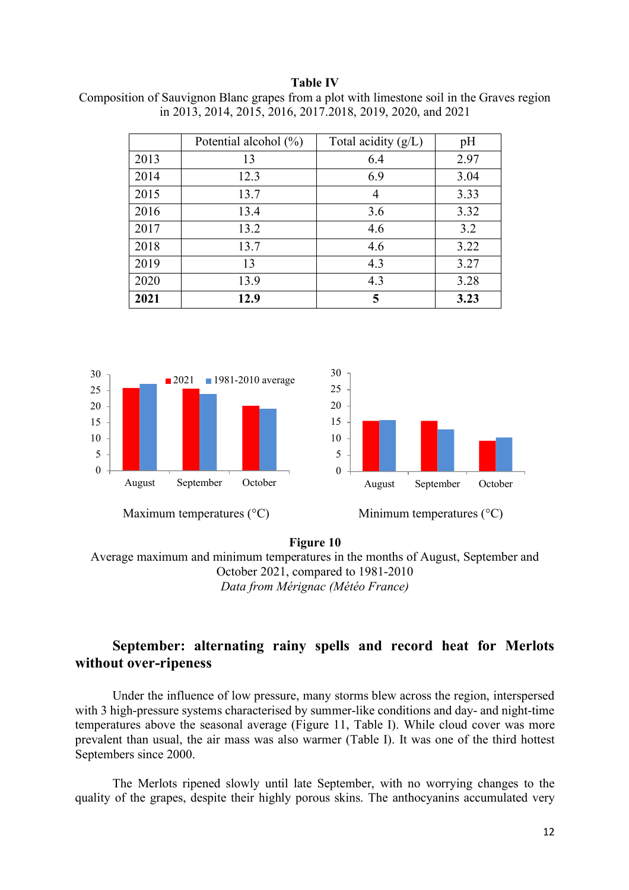**Table IV**
Composition of Sauvignon Blanc grapes from a plot with limestone soil in the Graves region in 2013, 2014, 2015, 2016, 2017.2018, 2019, 2020, and 2021

| | Potential alcohol (%) | Total acidity (g/L) | pH |
|---|---|---|---|
| 2013 | 13 | 6.4 | 2.97 |
| 2014 | 12.3 | 6.9 | 3.04 |
| 2015 | 13.7 | 4 | 3.33 |
| 2016 | 13.4 | 3.6 | 3.32 |
| 2017 | 13.2 | 4.6 | 3.2 |
| 2018 | 13.7 | 4.6 | 3.22 |
| 2019 | 13 | 4.3 | 3.27 |
| 2020 | 13.9 | 4.3 | 3.28 |
| **2021** | **12.9** | **5** | **3.23** |

**Figure 10**
Average maximum and minimum temperatures in the months of August, September and October 2021, compared to 1981-2010
*Data from Mérignac (Météo France)*

## September: alternating rainy spells and record heat for Merlots without over-ripeness

Under the influence of low pressure, many storms blew across the region, interspersed with 3 high-pressure systems characterised by summer-like conditions and day- and night-time temperatures above the seasonal average (Figure 11, Table I). While cloud cover was more prevalent than usual, the air mass was also warmer (Table I). It was one of the third hottest Septembers since 2000.

The Merlots ripened slowly until late September, with no worrying changes to the quality of the grapes, despite their highly porous skins. The anthocyanins accumulated very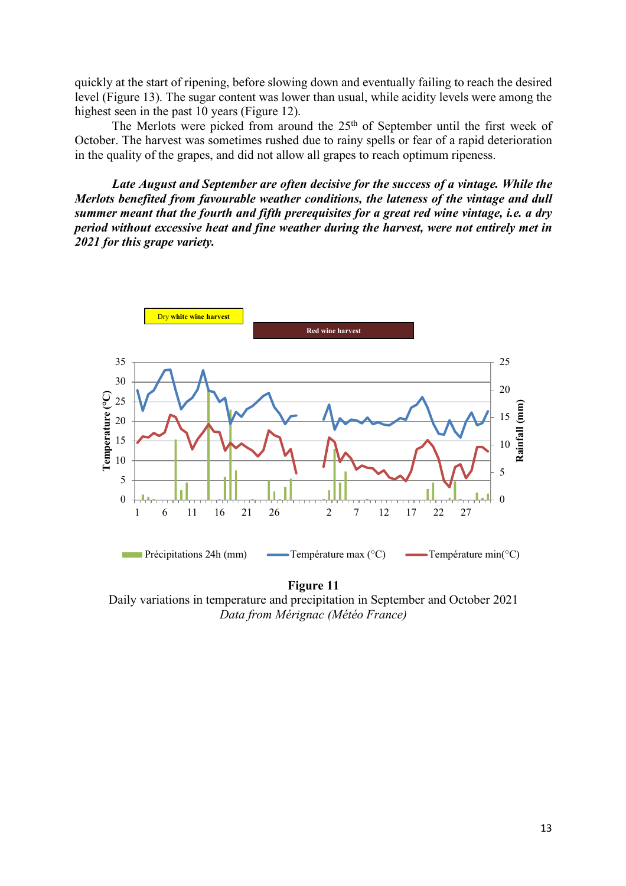quickly at the start of ripening, before slowing down and eventually failing to reach the desired level (Figure 13). The sugar content was lower than usual, while acidity levels were among the highest seen in the past 10 years (Figure 12).

The Merlots were picked from around the 25th of September until the first week of October. The harvest was sometimes rushed due to rainy spells or fear of a rapid deterioration in the quality of the grapes, and did not allow all grapes to reach optimum ripeness.

***Late August and September are often decisive for the success of a vintage. While the Merlots benefited from favourable weather conditions, the lateness of the vintage and dull summer meant that the fourth and fifth prerequisites for a great red wine vintage, i.e. a dry period without excessive heat and fine weather during the harvest, were not entirely met in 2021 for this grape variety.***

**Figure 11**
Daily variations in temperature and precipitation in September and October 2021
*Data from Mérignac (Météo France)*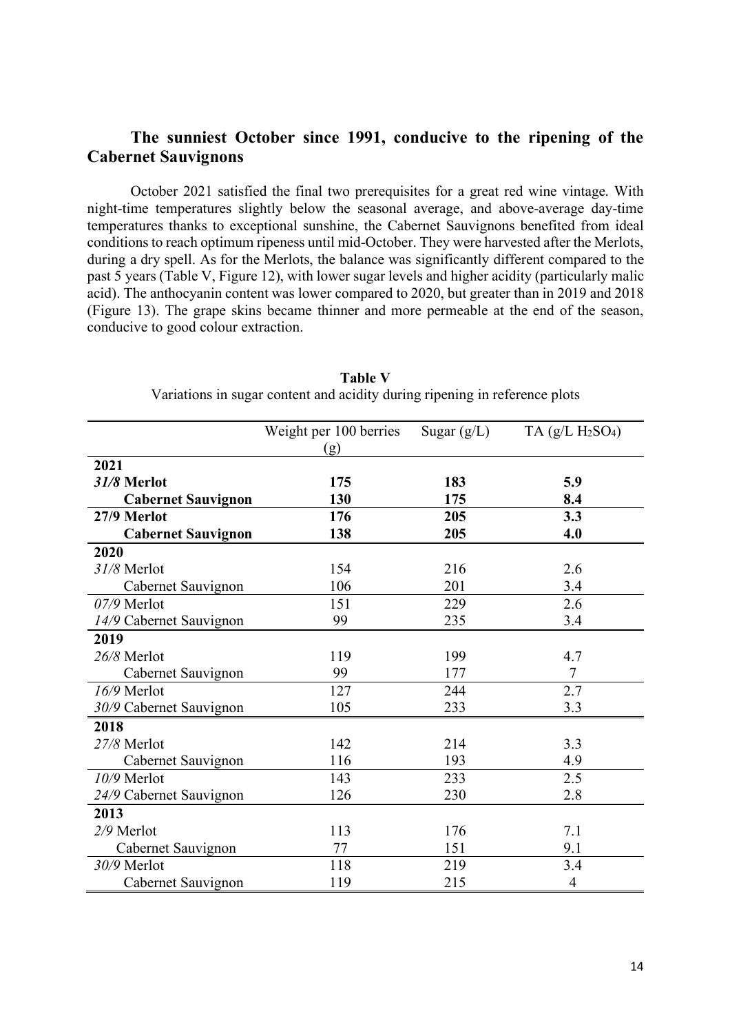## The sunniest October since 1991, conducive to the ripening of the Cabernet Sauvignons

October 2021 satisfied the final two prerequisites for a great red wine vintage. With night-time temperatures slightly below the seasonal average, and above-average day-time temperatures thanks to exceptional sunshine, the Cabernet Sauvignons benefited from ideal conditions to reach optimum ripeness until mid-October. They were harvested after the Merlots, during a dry spell. As for the Merlots, the balance was significantly different compared to the past 5 years (Table V, Figure 12), with lower sugar levels and higher acidity (particularly malic acid). The anthocyanin content was lower compared to 2020, but greater than in 2019 and 2018 (Figure 13). The grape skins became thinner and more permeable at the end of the season, conducive to good colour extraction.

**Table V**
Variations in sugar content and acidity during ripening in reference plots

| | Weight per 100 berries (g) | Sugar (g/L) | TA (g/L $H_2SO_4$) |
|---|---|---|---|
| **2021** | | | |
| ***31/8* Merlot** | **175** | **183** | **5.9** |
| **Cabernet Sauvignon** | **130** | **175** | **8.4** |
| **27/9 Merlot** | **176** | **205** | **3.3** |
| **Cabernet Sauvignon** | **138** | **205** | **4.0** |
| **2020** | | | |
| *31/8* Merlot | 154 | 216 | 2.6 |
| Cabernet Sauvignon | 106 | 201 | 3.4 |
| *07/9* Merlot | 151 | 229 | 2.6 |
| *14/9* Cabernet Sauvignon | 99 | 235 | 3.4 |
| **2019** | | | |
| *26/8* Merlot | 119 | 199 | 4.7 |
| Cabernet Sauvignon | 99 | 177 | 7 |
| *16/9* Merlot | 127 | 244 | 2.7 |
| *30/9* Cabernet Sauvignon | 105 | 233 | 3.3 |
| **2018** | | | |
| *27/8* Merlot | 142 | 214 | 3.3 |
| Cabernet Sauvignon | 116 | 193 | 4.9 |
| *10/9* Merlot | 143 | 233 | 2.5 |
| *24/9* Cabernet Sauvignon | 126 | 230 | 2.8 |
| **2013** | | | |
| *2/9* Merlot | 113 | 176 | 7.1 |
| Cabernet Sauvignon | 77 | 151 | 9.1 |
| *30/9* Merlot | 118 | 219 | 3.4 |
| Cabernet Sauvignon | 119 | 215 | 4 |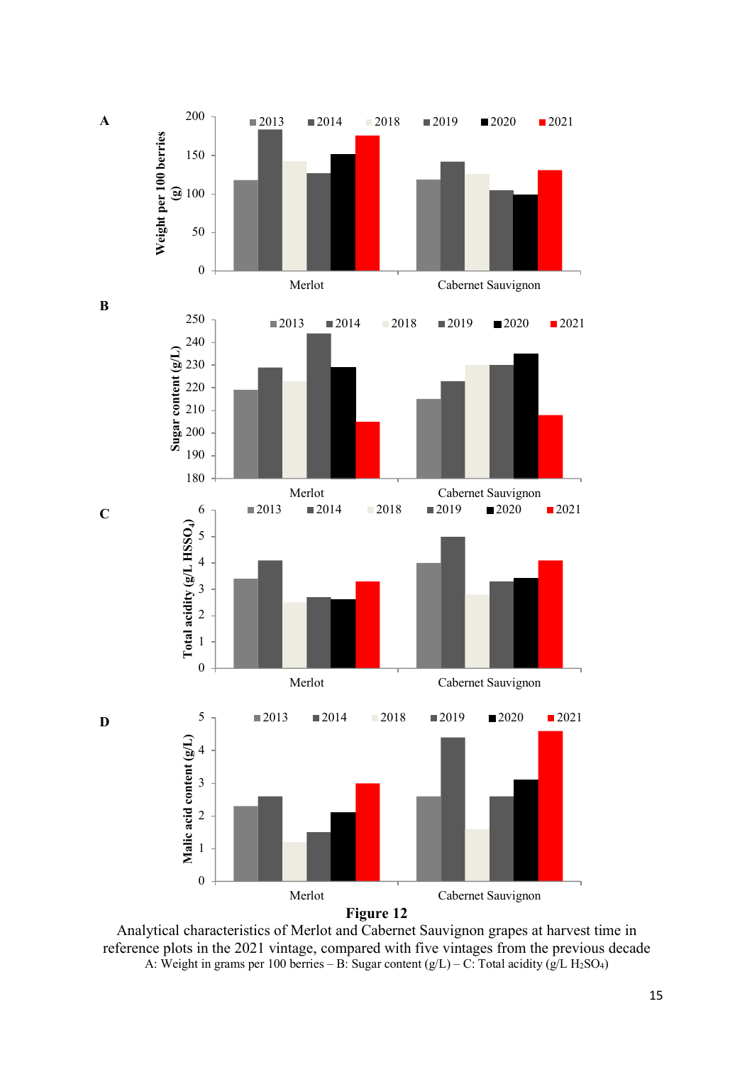**Figure 12**

Analytical characteristics of Merlot and Cabernet Sauvignon grapes at harvest time in reference plots in the 2021 vintage, compared with five vintages from the previous decade

A: Weight in grams per 100 berries – B: Sugar content (g/L) – C: Total acidity (g/L $H_2SO_4$)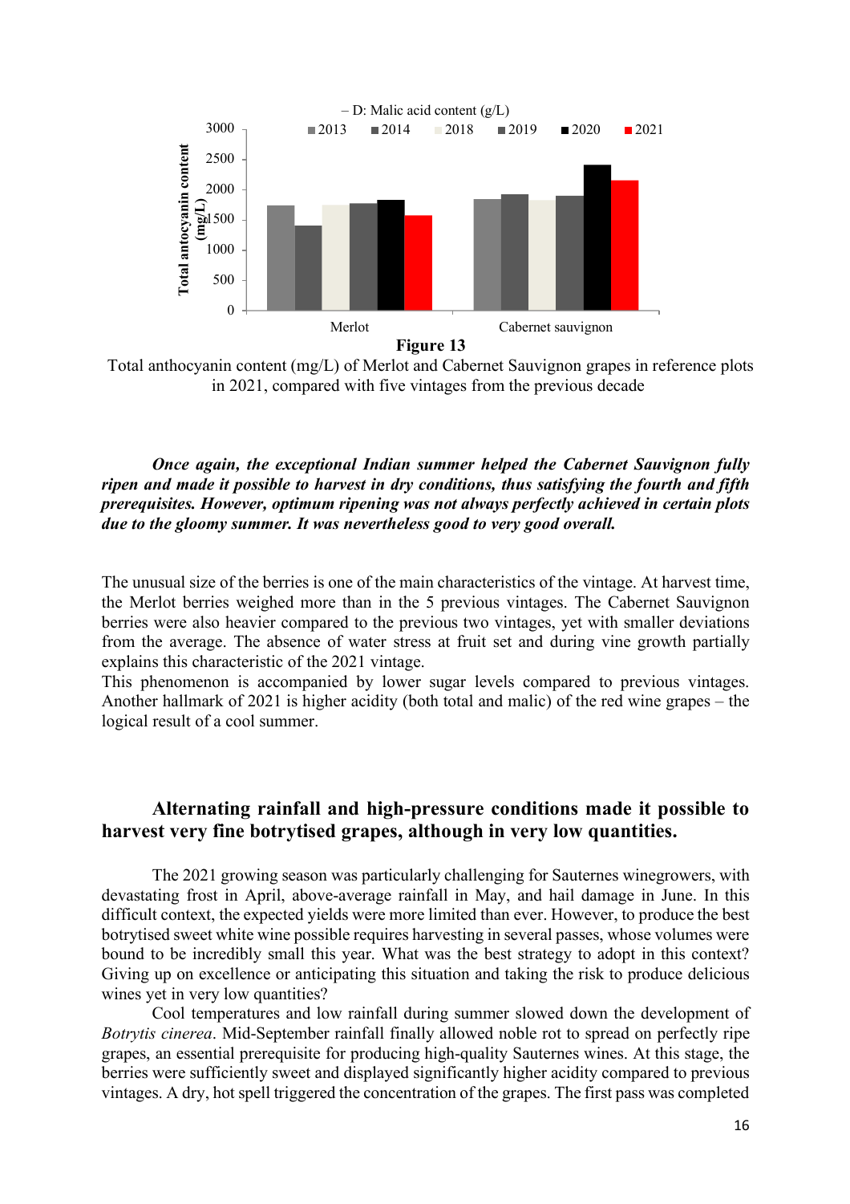– D: Malic acid content (g/L)

**Figure 13**

Total anthocyanin content (mg/L) of Merlot and Cabernet Sauvignon grapes in reference plots in 2021, compared with five vintages from the previous decade

***Once again, the exceptional Indian summer helped the Cabernet Sauvignon fully ripen and made it possible to harvest in dry conditions, thus satisfying the fourth and fifth prerequisites. However, optimum ripening was not always perfectly achieved in certain plots due to the gloomy summer. It was nevertheless good to very good overall.***

The unusual size of the berries is one of the main characteristics of the vintage. At harvest time, the Merlot berries weighed more than in the 5 previous vintages. The Cabernet Sauvignon berries were also heavier compared to the previous two vintages, yet with smaller deviations from the average. The absence of water stress at fruit set and during vine growth partially explains this characteristic of the 2021 vintage.

This phenomenon is accompanied by lower sugar levels compared to previous vintages. Another hallmark of 2021 is higher acidity (both total and malic) of the red wine grapes – the logical result of a cool summer.

## Alternating rainfall and high-pressure conditions made it possible to harvest very fine botrytised grapes, although in very low quantities.

The 2021 growing season was particularly challenging for Sauternes winegrowers, with devastating frost in April, above-average rainfall in May, and hail damage in June. In this difficult context, the expected yields were more limited than ever. However, to produce the best botrytised sweet white wine possible requires harvesting in several passes, whose volumes were bound to be incredibly small this year. What was the best strategy to adopt in this context? Giving up on excellence or anticipating this situation and taking the risk to produce delicious wines yet in very low quantities?

Cool temperatures and low rainfall during summer slowed down the development of *Botrytis cinerea*. Mid-September rainfall finally allowed noble rot to spread on perfectly ripe grapes, an essential prerequisite for producing high-quality Sauternes wines. At this stage, the berries were sufficiently sweet and displayed significantly higher acidity compared to previous vintages. A dry, hot spell triggered the concentration of the grapes. The first pass was completed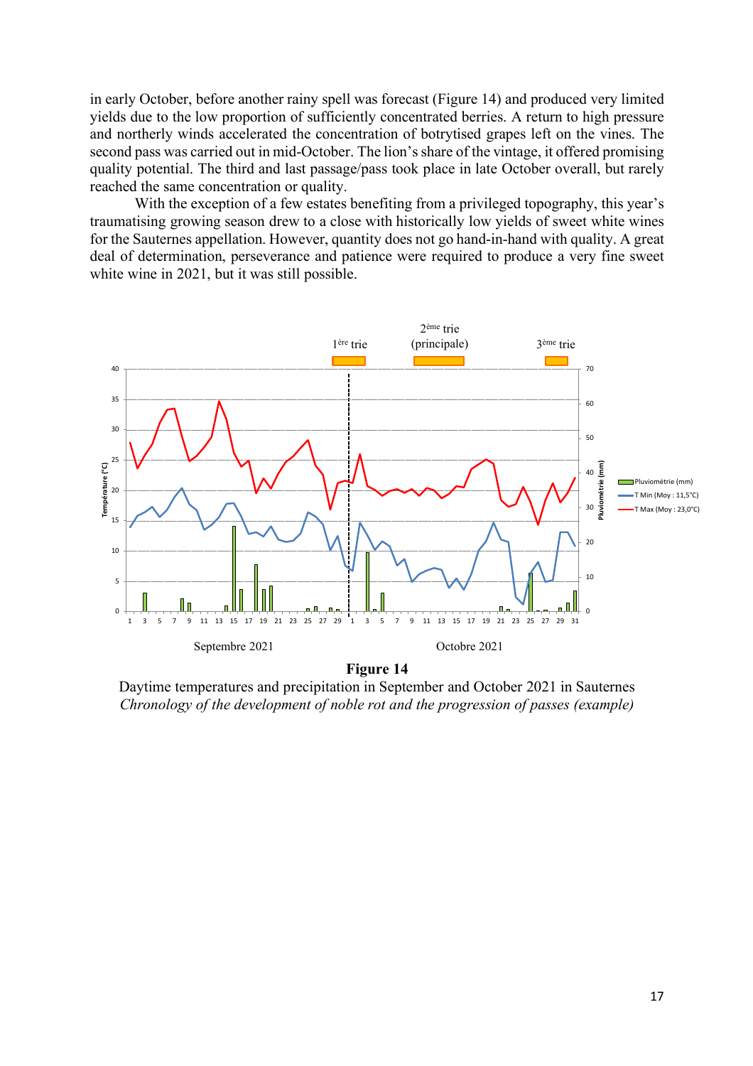in early October, before another rainy spell was forecast (Figure 14) and produced very limited yields due to the low proportion of sufficiently concentrated berries. A return to high pressure and northerly winds accelerated the concentration of botrytised grapes left on the vines. The second pass was carried out in mid-October. The lion's share of the vintage, it offered promising quality potential. The third and last passage/pass took place in late October overall, but rarely reached the same concentration or quality.

With the exception of a few estates benefiting from a privileged topography, this year's traumatising growing season drew to a close with historically low yields of sweet white wines for the Sauternes appellation. However, quantity does not go hand-in-hand with quality. A great deal of determination, perseverance and patience were required to produce a very fine sweet white wine in 2021, but it was still possible.

**Figure 14**

Daytime temperatures and precipitation in September and October 2021 in Sauternes

*Chronology of the development of noble rot and the progression of passes (example)*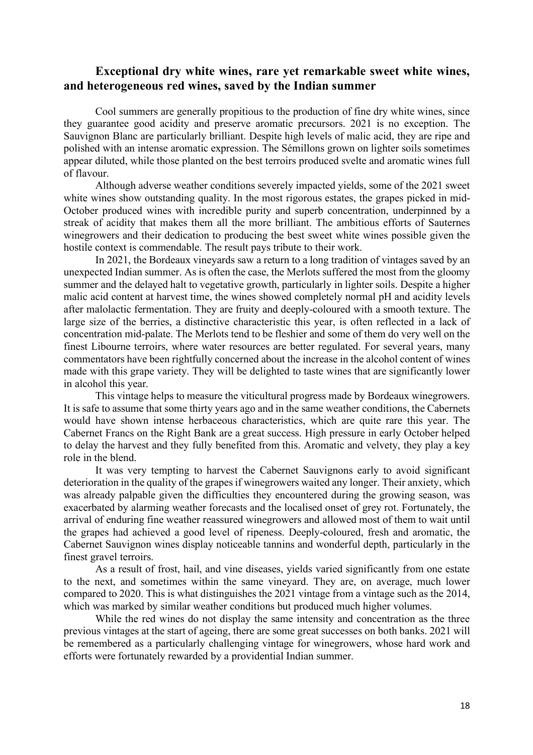## Exceptional dry white wines, rare yet remarkable sweet white wines, and heterogeneous red wines, saved by the Indian summer

Cool summers are generally propitious to the production of fine dry white wines, since they guarantee good acidity and preserve aromatic precursors. 2021 is no exception. The Sauvignon Blanc are particularly brilliant. Despite high levels of malic acid, they are ripe and polished with an intense aromatic expression. The Sémillons grown on lighter soils sometimes appear diluted, while those planted on the best terroirs produced svelte and aromatic wines full of flavour.

Although adverse weather conditions severely impacted yields, some of the 2021 sweet white wines show outstanding quality. In the most rigorous estates, the grapes picked in mid-October produced wines with incredible purity and superb concentration, underpinned by a streak of acidity that makes them all the more brilliant. The ambitious efforts of Sauternes winegrowers and their dedication to producing the best sweet white wines possible given the hostile context is commendable. The result pays tribute to their work.

In 2021, the Bordeaux vineyards saw a return to a long tradition of vintages saved by an unexpected Indian summer. As is often the case, the Merlots suffered the most from the gloomy summer and the delayed halt to vegetative growth, particularly in lighter soils. Despite a higher malic acid content at harvest time, the wines showed completely normal pH and acidity levels after malolactic fermentation. They are fruity and deeply-coloured with a smooth texture. The large size of the berries, a distinctive characteristic this year, is often reflected in a lack of concentration mid-palate. The Merlots tend to be fleshier and some of them do very well on the finest Libourne terroirs, where water resources are better regulated. For several years, many commentators have been rightfully concerned about the increase in the alcohol content of wines made with this grape variety. They will be delighted to taste wines that are significantly lower in alcohol this year.

This vintage helps to measure the viticultural progress made by Bordeaux winegrowers. It is safe to assume that some thirty years ago and in the same weather conditions, the Cabernets would have shown intense herbaceous characteristics, which are quite rare this year. The Cabernet Francs on the Right Bank are a great success. High pressure in early October helped to delay the harvest and they fully benefited from this. Aromatic and velvety, they play a key role in the blend.

It was very tempting to harvest the Cabernet Sauvignons early to avoid significant deterioration in the quality of the grapes if winegrowers waited any longer. Their anxiety, which was already palpable given the difficulties they encountered during the growing season, was exacerbated by alarming weather forecasts and the localised onset of grey rot. Fortunately, the arrival of enduring fine weather reassured winegrowers and allowed most of them to wait until the grapes had achieved a good level of ripeness. Deeply-coloured, fresh and aromatic, the Cabernet Sauvignon wines display noticeable tannins and wonderful depth, particularly in the finest gravel terroirs.

As a result of frost, hail, and vine diseases, yields varied significantly from one estate to the next, and sometimes within the same vineyard. They are, on average, much lower compared to 2020. This is what distinguishes the 2021 vintage from a vintage such as the 2014, which was marked by similar weather conditions but produced much higher volumes.

While the red wines do not display the same intensity and concentration as the three previous vintages at the start of ageing, there are some great successes on both banks. 2021 will be remembered as a particularly challenging vintage for winegrowers, whose hard work and efforts were fortunately rewarded by a providential Indian summer.